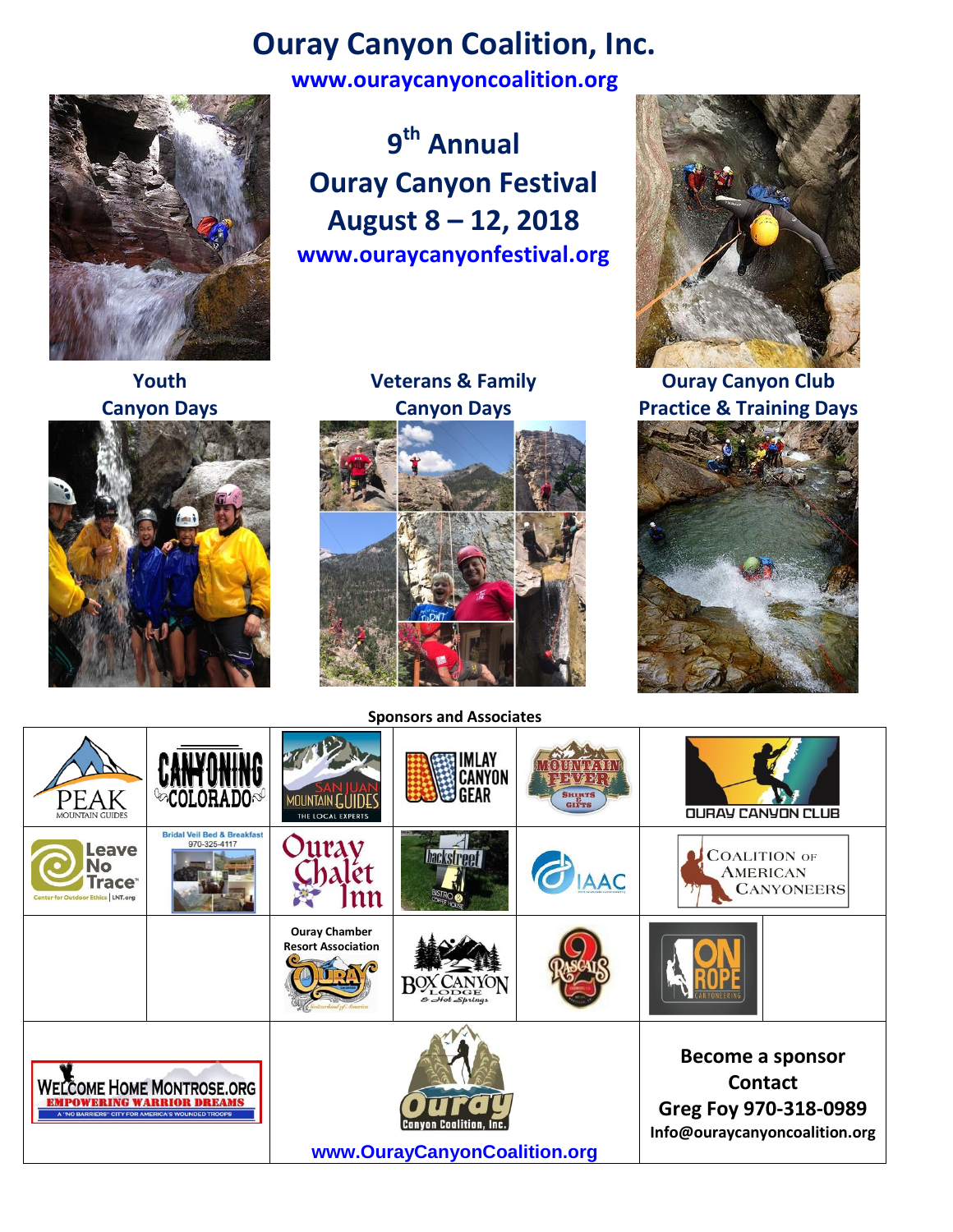# Ouray Canyon Coalition, Inc.

**www.ouraycanyoncoalition.org**

## 9th Annual Ouray Canyon Festival

## August 8 – 12, 2018

**www.ouraycanyonfestival.org**

**Youth Canyon Days**

**Veterans & Family Canyon Days**

**Ouray Canyon Club Practice & Training Days**

**Sponsors and Associates**

| | | | | | |
|---|---|---|---|---|---|
| PEAK MOUNTAIN GUIDES | CANYONING COLORADO | SAN JUAN MOUNTAIN GUIDES THE LOCAL EXPERTS | IMLAY CANYON GEAR | MOUNTAIN FEVER SHIRTS & GIFTS | OURAY CANYON CLUB |
| Leave No Trace Center for Outdoor Ethics \| LNT.org | Bridal Veil Bed & Breakfast 970-325-4117 | Ouray Chalet Inn | backstreet BISTRO COFFEE HOUSE | IAAC | COALITION OF AMERICAN CANYONEERS |
| | | Ouray Chamber Resort Association OURAY Switzerland of America | BOX CANYON LODGE & Hot Springs | RASCALS | ON ROPE CANYONEERING |
| WELCOME HOME MONTROSE.ORG EMPOWERING WARRIOR DREAMS A "NO BARRIERS" CITY FOR AMERICA'S WOUNDED TROOPS | | Ouray Canyon Coalition, Inc. www.OurayCanyonCoalition.org | | | **Become a sponsor Contact Greg Foy 970-318-0989** **Info@ouraycanyoncoalition.org** |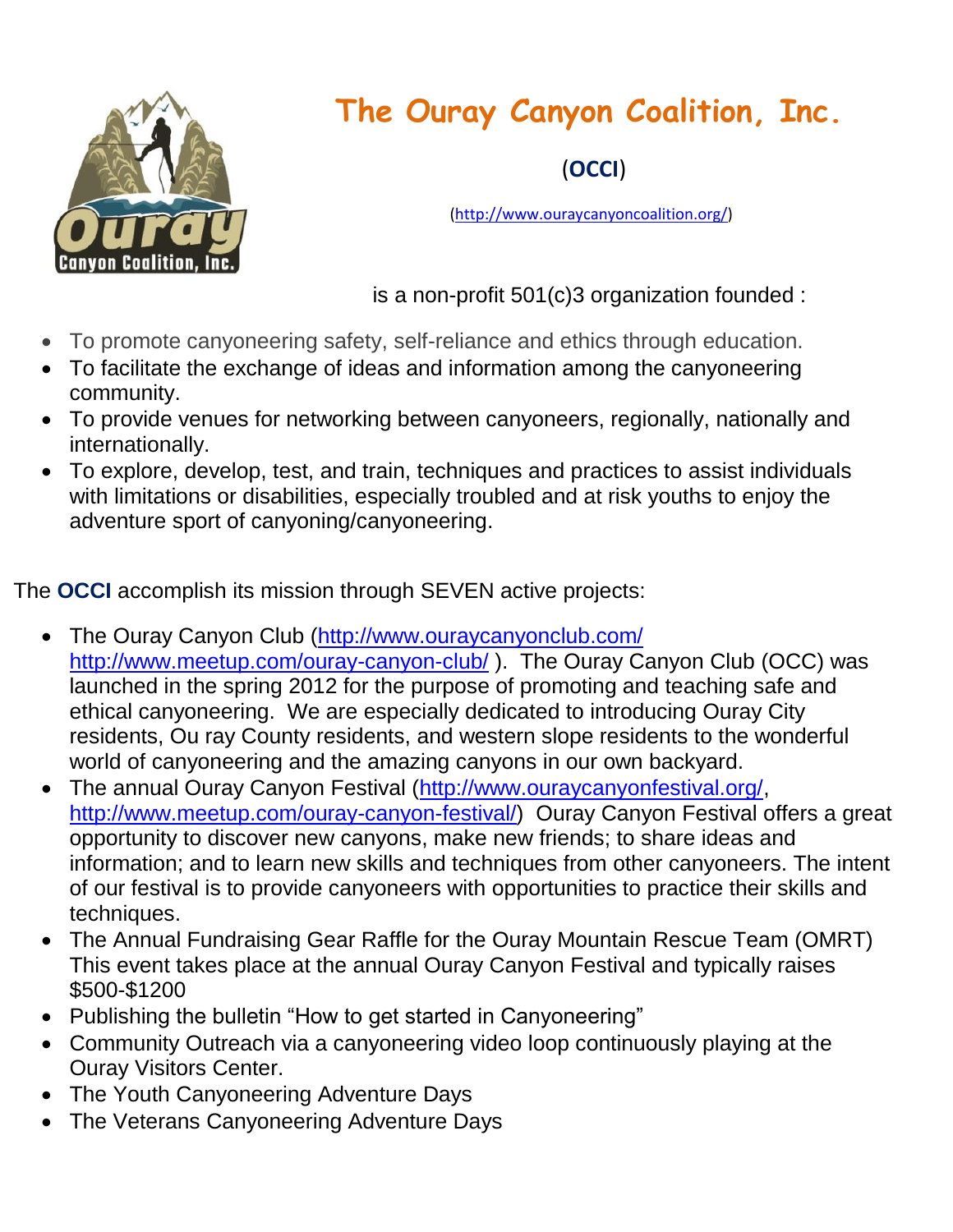# The Ouray Canyon Coalition, Inc.

(**OCCI**)

(http://www.ouraycanyoncoalition.org/)

is a non-profit 501(c)3 organization founded :

- To promote canyoneering safety, self-reliance and ethics through education.
- To facilitate the exchange of ideas and information among the canyoneering community.
- To provide venues for networking between canyoneers, regionally, nationally and internationally.
- To explore, develop, test, and train, techniques and practices to assist individuals with limitations or disabilities, especially troubled and at risk youths to enjoy the adventure sport of canyoning/canyoneering.

The **OCCI** accomplish its mission through SEVEN active projects:

- The Ouray Canyon Club (http://www.ouraycanyonclub.com/ http://www.meetup.com/ouray-canyon-club/ ). The Ouray Canyon Club (OCC) was launched in the spring 2012 for the purpose of promoting and teaching safe and ethical canyoneering. We are especially dedicated to introducing Ouray City residents, Ou ray County residents, and western slope residents to the wonderful world of canyoneering and the amazing canyons in our own backyard.
- The annual Ouray Canyon Festival (http://www.ouraycanyonfestival.org/, http://www.meetup.com/ouray-canyon-festival/) Ouray Canyon Festival offers a great opportunity to discover new canyons, make new friends; to share ideas and information; and to learn new skills and techniques from other canyoneers. The intent of our festival is to provide canyoneers with opportunities to practice their skills and techniques.
- The Annual Fundraising Gear Raffle for the Ouray Mountain Rescue Team (OMRT) This event takes place at the annual Ouray Canyon Festival and typically raises $500-$1200
- Publishing the bulletin "How to get started in Canyoneering"
- Community Outreach via a canyoneering video loop continuously playing at the Ouray Visitors Center.
- The Youth Canyoneering Adventure Days
- The Veterans Canyoneering Adventure Days